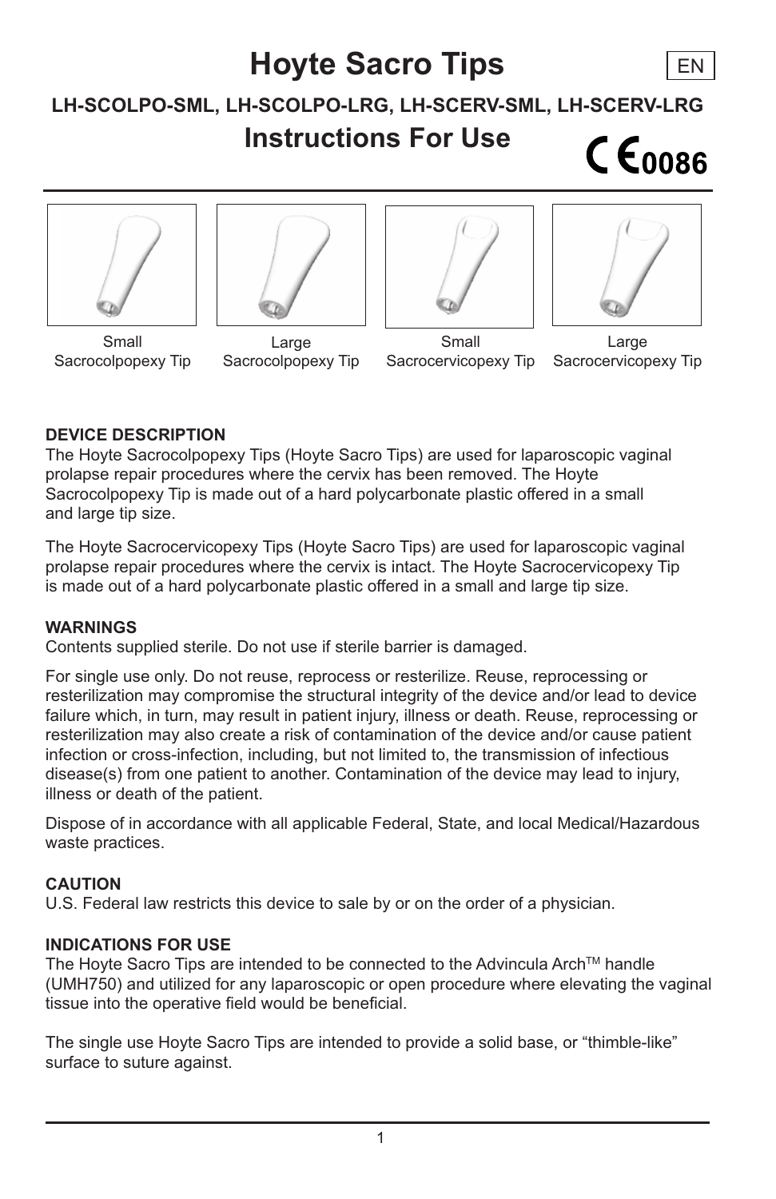# Hoyte Sacro Tips

EN

**LH-SCOLPO-SML, LH-SCOLPO-LRG, LH-SCERV-SML, LH-SCERV-LRG**

## Instructions For Use

CE 0086

Small Sacrocolpopexy Tip | Large Sacrocolpopexy Tip | Small Sacrocervicopexy Tip | Large Sacrocervicopexy Tip

**DEVICE DESCRIPTION**

The Hoyte Sacrocolpopexy Tips (Hoyte Sacro Tips) are used for laparoscopic vaginal prolapse repair procedures where the cervix has been removed. The Hoyte Sacrocolpopexy Tip is made out of a hard polycarbonate plastic offered in a small and large tip size.

The Hoyte Sacrocervicopexy Tips (Hoyte Sacro Tips) are used for laparoscopic vaginal prolapse repair procedures where the cervix is intact. The Hoyte Sacrocervicopexy Tip is made out of a hard polycarbonate plastic offered in a small and large tip size.

**WARNINGS**

Contents supplied sterile. Do not use if sterile barrier is damaged.

For single use only. Do not reuse, reprocess or resterilize. Reuse, reprocessing or resterilization may compromise the structural integrity of the device and/or lead to device failure which, in turn, may result in patient injury, illness or death. Reuse, reprocessing or resterilization may also create a risk of contamination of the device and/or cause patient infection or cross-infection, including, but not limited to, the transmission of infectious disease(s) from one patient to another. Contamination of the device may lead to injury, illness or death of the patient.

Dispose of in accordance with all applicable Federal, State, and local Medical/Hazardous waste practices.

**CAUTION**

U.S. Federal law restricts this device to sale by or on the order of a physician.

**INDICATIONS FOR USE**

The Hoyte Sacro Tips are intended to be connected to the Advincula Arch™ handle (UMH750) and utilized for any laparoscopic or open procedure where elevating the vaginal tissue into the operative field would be beneficial.

The single use Hoyte Sacro Tips are intended to provide a solid base, or "thimble-like" surface to suture against.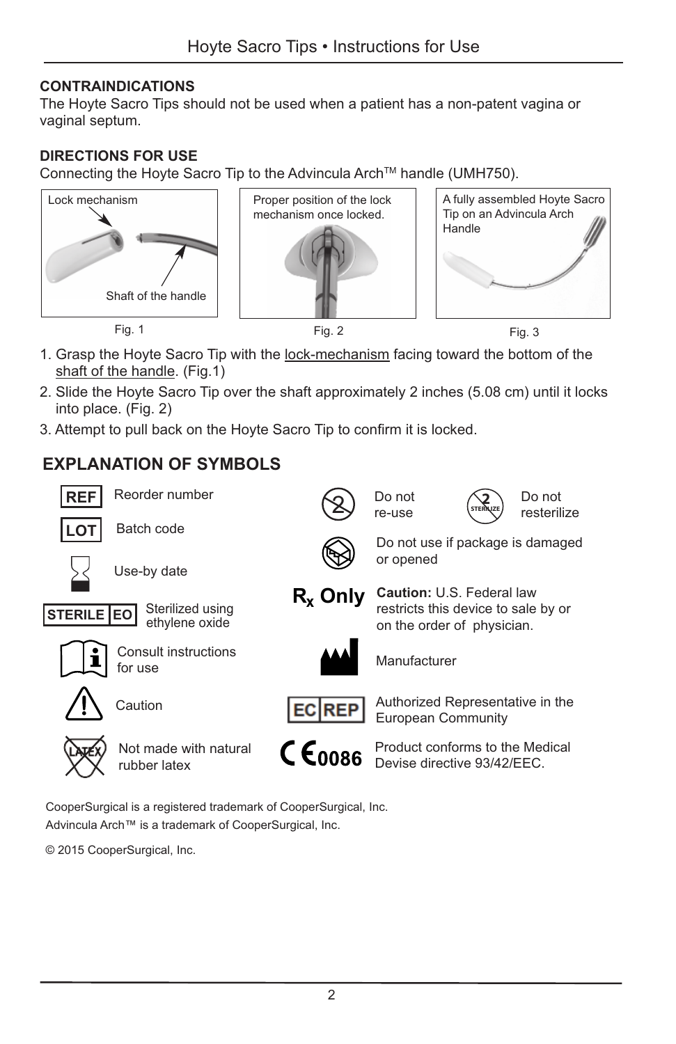**CONTRAINDICATIONS**

The Hoyte Sacro Tips should not be used when a patient has a non-patent vagina or vaginal septum.

**DIRECTIONS FOR USE**

Connecting the Hoyte Sacro Tip to the Advincula Arch™ handle (UMH750).

Lock mechanism

Shaft of the handle

Fig. 1

Proper position of the lock mechanism once locked.

Fig. 2

A fully assembled Hoyte Sacro Tip on an Advincula Arch Handle

Fig. 3

1. Grasp the Hoyte Sacro Tip with the lock-mechanism facing toward the bottom of the shaft of the handle. (Fig.1)
2. Slide the Hoyte Sacro Tip over the shaft approximately 2 inches (5.08 cm) until it locks into place. (Fig. 2)
3. Attempt to pull back on the Hoyte Sacro Tip to confirm it is locked.

## EXPLANATION OF SYMBOLS

REF — Reorder number

LOT — Batch code

Use-by date

STERILE EO — Sterilized using ethylene oxide

Consult instructions for use

Caution

LATEX — Not made with natural rubber latex

Do not re-use

STERILIZE — Do not resterilize

Do not use if package is damaged or opened

$R_x$ Only — **Caution:** U.S. Federal law restricts this device to sale by or on the order of physician.

Manufacturer

EC REP — Authorized Representative in the European Community

CE 0086 — Product conforms to the Medical Devise directive 93/42/EEC.

CooperSurgical is a registered trademark of CooperSurgical, Inc.

Advincula Arch™ is a trademark of CooperSurgical, Inc.

© 2015 CooperSurgical, Inc.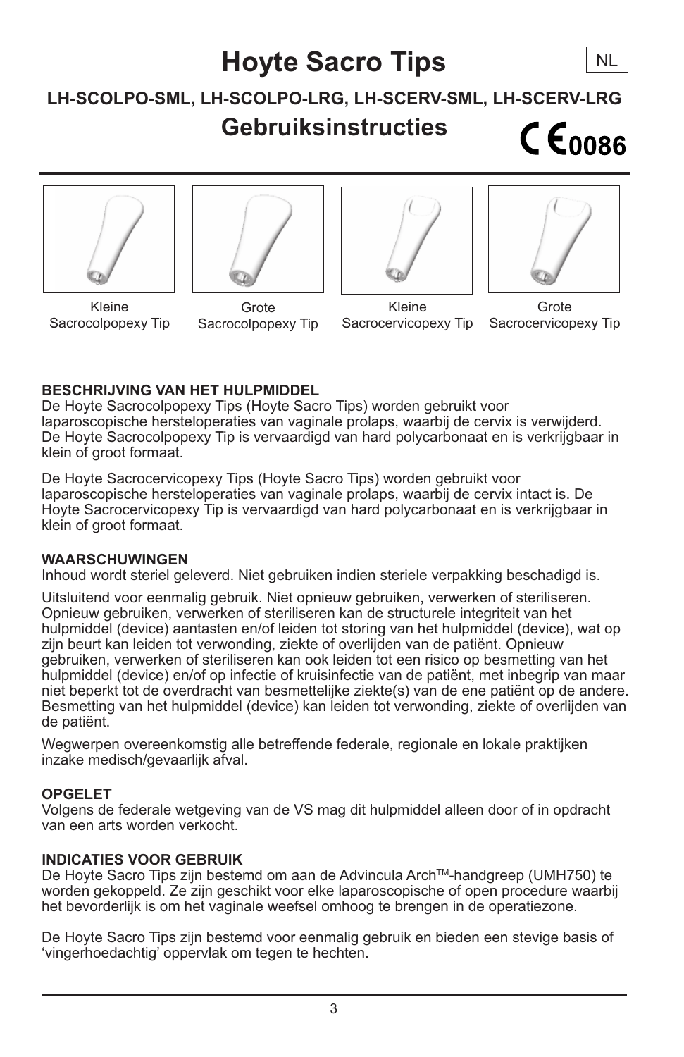# Hoyte Sacro Tips

NL

**LH-SCOLPO-SML, LH-SCOLPO-LRG, LH-SCERV-SML, LH-SCERV-LRG**

## Gebruiksinstructies

CE 0086

Kleine Sacrocolpopexy Tip

Grote Sacrocolpopexy Tip

Kleine Sacrocervicopexy Tip

Grote Sacrocervicopexy Tip

### BESCHRIJVING VAN HET HULPMIDDEL

De Hoyte Sacrocolpopexy Tips (Hoyte Sacro Tips) worden gebruikt voor laparoscopische hersteloperaties van vaginale prolaps, waarbij de cervix is verwijderd. De Hoyte Sacrocolpopexy Tip is vervaardigd van hard polycarbonaat en is verkrijgbaar in klein of groot formaat.

De Hoyte Sacrocervicopexy Tips (Hoyte Sacro Tips) worden gebruikt voor laparoscopische hersteloperaties van vaginale prolaps, waarbij de cervix intact is. De Hoyte Sacrocervicopexy Tip is vervaardigd van hard polycarbonaat en is verkrijgbaar in klein of groot formaat.

### WAARSCHUWINGEN

Inhoud wordt steriel geleverd. Niet gebruiken indien steriele verpakking beschadigd is.

Uitsluitend voor eenmalig gebruik. Niet opnieuw gebruiken, verwerken of steriliseren. Opnieuw gebruiken, verwerken of steriliseren kan de structurele integriteit van het hulpmiddel (device) aantasten en/of leiden tot storing van het hulpmiddel (device), wat op zijn beurt kan leiden tot verwonding, ziekte of overlijden van de patiënt. Opnieuw gebruiken, verwerken of steriliseren kan ook leiden tot een risico op besmetting van het hulpmiddel (device) en/of op infectie of kruisinfectie van de patiënt, met inbegrip van maar niet beperkt tot de overdracht van besmettelijke ziekte(s) van de ene patiënt op de andere. Besmetting van het hulpmiddel (device) kan leiden tot verwonding, ziekte of overlijden van de patiënt.

Wegwerpen overeenkomstig alle betreffende federale, regionale en lokale praktijken inzake medisch/gevaarlijk afval.

### OPGELET

Volgens de federale wetgeving van de VS mag dit hulpmiddel alleen door of in opdracht van een arts worden verkocht.

### INDICATIES VOOR GEBRUIK

De Hoyte Sacro Tips zijn bestemd om aan de Advincula Arch™-handgreep (UMH750) te worden gekoppeld. Ze zijn geschikt voor elke laparoscopische of open procedure waarbij het bevorderlijk is om het vaginale weefsel omhoog te brengen in de operatiezone.

De Hoyte Sacro Tips zijn bestemd voor eenmalig gebruik en bieden een stevige basis of 'vingerhoedachtig' oppervlak om tegen te hechten.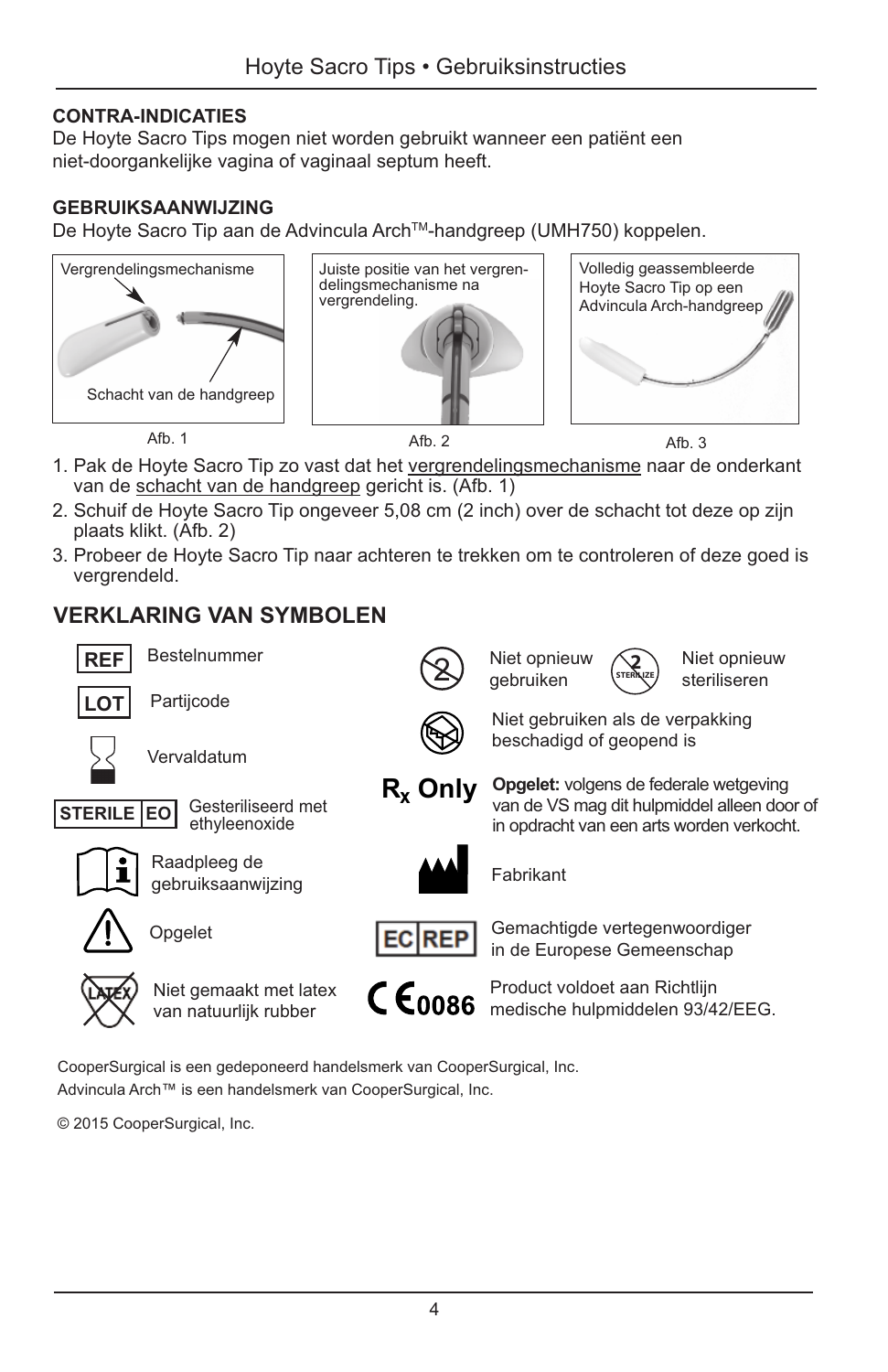**CONTRA-INDICATIES**

De Hoyte Sacro Tips mogen niet worden gebruikt wanneer een patiënt een niet-doorgankelijke vagina of vaginaal septum heeft.

**GEBRUIKSAANWIJZING**

De Hoyte Sacro Tip aan de Advincula Arch™-handgreep (UMH750) koppelen.

Vergrendelingsmechanisme

Schacht van de handgreep

Afb. 1

Juiste positie van het vergrendelingsmechanisme na vergrendeling.

Afb. 2

Volledig geassembleerde Hoyte Sacro Tip op een Advincula Arch-handgreep

Afb. 3

1. Pak de Hoyte Sacro Tip zo vast dat het vergrendelingsmechanisme naar de onderkant van de schacht van de handgreep gericht is. (Afb. 1)
2. Schuif de Hoyte Sacro Tip ongeveer 5,08 cm (2 inch) over de schacht tot deze op zijn plaats klikt. (Afb. 2)
3. Probeer de Hoyte Sacro Tip naar achteren te trekken om te controleren of deze goed is vergrendeld.

## VERKLARING VAN SYMBOLEN

REF — Bestelnummer

LOT — Partijcode

Vervaldatum

STERILE EO — Gesteriliseerd met ethyleenoxide

Raadpleeg de gebruiksaanwijzing

Opgelet

Niet gemaakt met latex van natuurlijk rubber

Niet opnieuw gebruiken

Niet opnieuw steriliseren

Niet gebruiken als de verpakking beschadigd of geopend is

$R_x$ Only — **Opgelet:** volgens de federale wetgeving van de VS mag dit hulpmiddel alleen door of in opdracht van een arts worden verkocht.

Fabrikant

EC REP — Gemachtigde vertegenwoordiger in de Europese Gemeenschap

CE 0086 — Product voldoet aan Richtlijn medische hulpmiddelen 93/42/EEG.

CooperSurgical is een gedeponeerd handelsmerk van CooperSurgical, Inc.
Advincula Arch™ is een handelsmerk van CooperSurgical, Inc.

© 2015 CooperSurgical, Inc.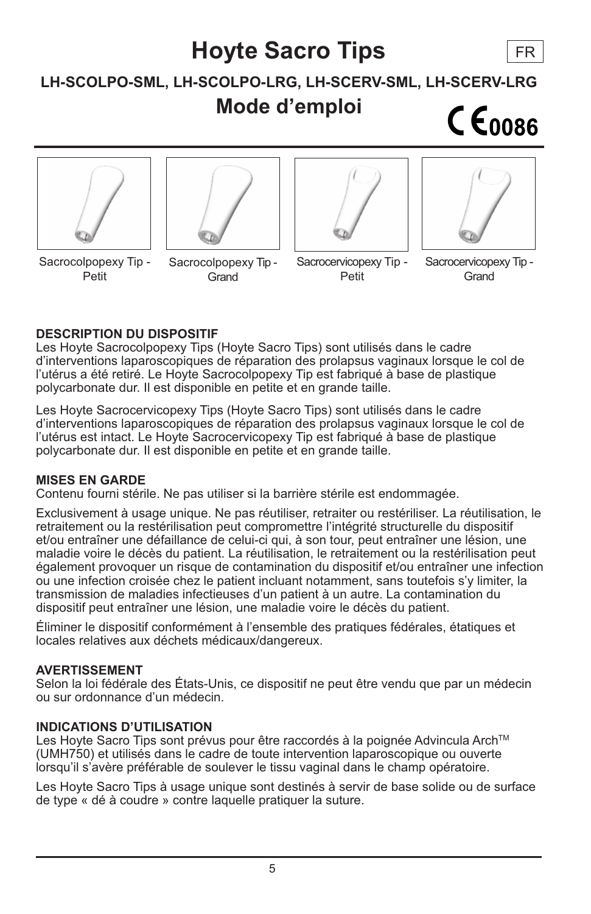# Hoyte Sacro Tips

FR

**LH-SCOLPO-SML, LH-SCOLPO-LRG, LH-SCERV-SML, LH-SCERV-LRG**

## Mode d'emploi

CE 0086

Sacrocolpopexy Tip - Petit

Sacrocolpopexy Tip - Grand

Sacrocervicopexy Tip - Petit

Sacrocervicopexy Tip - Grand

**DESCRIPTION DU DISPOSITIF**

Les Hoyte Sacrocolpopexy Tips (Hoyte Sacro Tips) sont utilisés dans le cadre d'interventions laparoscopiques de réparation des prolapsus vaginaux lorsque le col de l'utérus a été retiré. Le Hoyte Sacrocolpopexy Tip est fabriqué à base de plastique polycarbonate dur. Il est disponible en petite et en grande taille.

Les Hoyte Sacrocervicopexy Tips (Hoyte Sacro Tips) sont utilisés dans le cadre d'interventions laparoscopiques de réparation des prolapsus vaginaux lorsque le col de l'utérus est intact. Le Hoyte Sacrocervicopexy Tip est fabriqué à base de plastique polycarbonate dur. Il est disponible en petite et en grande taille.

**MISES EN GARDE**

Contenu fourni stérile. Ne pas utiliser si la barrière stérile est endommagée.

Exclusivement à usage unique. Ne pas réutiliser, retraiter ou restériliser. La réutilisation, le retraitement ou la restérilisation peut compromettre l'intégrité structurelle du dispositif et/ou entraîner une défaillance de celui-ci qui, à son tour, peut entraîner une lésion, une maladie voire le décès du patient. La réutilisation, le retraitement ou la restérilisation peut également provoquer un risque de contamination du dispositif et/ou entraîner une infection ou une infection croisée chez le patient incluant notamment, sans toutefois s'y limiter, la transmission de maladies infectieuses d'un patient à un autre. La contamination du dispositif peut entraîner une lésion, une maladie voire le décès du patient.

Éliminer le dispositif conformément à l'ensemble des pratiques fédérales, étatiques et locales relatives aux déchets médicaux/dangereux.

**AVERTISSEMENT**

Selon la loi fédérale des États-Unis, ce dispositif ne peut être vendu que par un médecin ou sur ordonnance d'un médecin.

**INDICATIONS D'UTILISATION**

Les Hoyte Sacro Tips sont prévus pour être raccordés à la poignée Advincula Arch™ (UMH750) et utilisés dans le cadre de toute intervention laparoscopique ou ouverte lorsqu'il s'avère préférable de soulever le tissu vaginal dans le champ opératoire.

Les Hoyte Sacro Tips à usage unique sont destinés à servir de base solide ou de surface de type « dé à coudre » contre laquelle pratiquer la suture.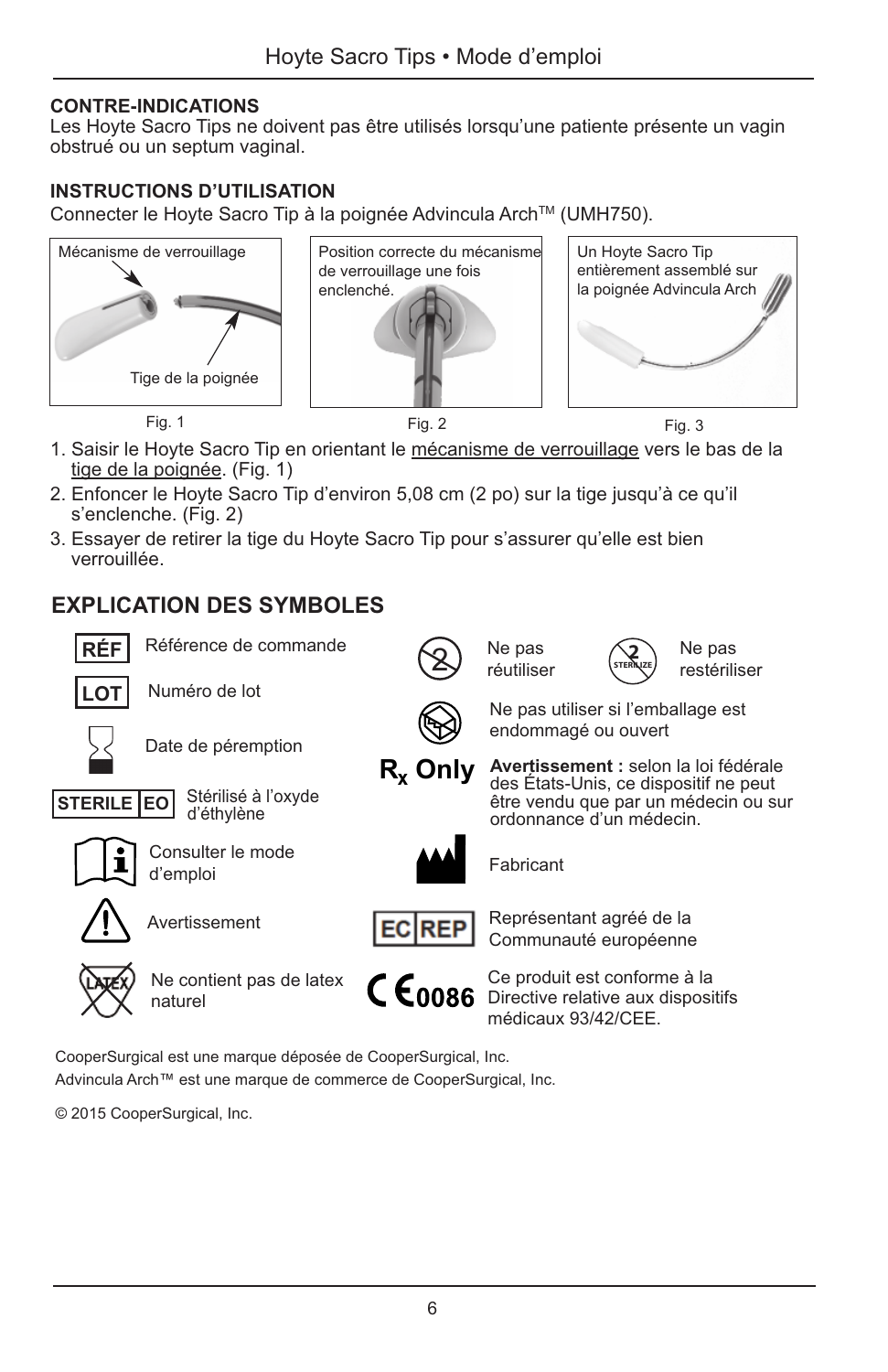### CONTRE-INDICATIONS

Les Hoyte Sacro Tips ne doivent pas être utilisés lorsqu'une patiente présente un vagin obstrué ou un septum vaginal.

### INSTRUCTIONS D'UTILISATION

Connecter le Hoyte Sacro Tip à la poignée Advincula Arch™ (UMH750).

Mécanisme de verrouillage

Tige de la poignée

Fig. 1

Position correcte du mécanisme de verrouillage une fois enclenché.

Fig. 2

Un Hoyte Sacro Tip entièrement assemblé sur la poignée Advincula Arch

Fig. 3

1. Saisir le Hoyte Sacro Tip en orientant le mécanisme de verrouillage vers le bas de la tige de la poignée. (Fig. 1)
2. Enfoncer le Hoyte Sacro Tip d'environ 5,08 cm (2 po) sur la tige jusqu'à ce qu'il s'enclenche. (Fig. 2)
3. Essayer de retirer la tige du Hoyte Sacro Tip pour s'assurer qu'elle est bien verrouillée.

## EXPLICATION DES SYMBOLES

| Symbole | Signification |
|---|---|
| RÉF | Référence de commande |
| LOT | Numéro de lot |
| (sablier) | Date de péremption |
| STERILE EO | Stérilisé à l'oxyde d'éthylène |
| (livre) | Consulter le mode d'emploi |
| (triangle) | Avertissement |
| LATEX (barré) | Ne contient pas de latex naturel |
| (2 barré) | Ne pas réutiliser |
| STERILIZE (barré) | Ne pas restériliser |
| (emballage barré) | Ne pas utiliser si l'emballage est endommagé ou ouvert |
| Rx Only | **Avertissement :** selon la loi fédérale des États-Unis, ce dispositif ne peut être vendu que par un médecin ou sur ordonnance d'un médecin. |
| (usine) | Fabricant |
| EC REP | Représentant agréé de la Communauté européenne |
| CE 0086 | Ce produit est conforme à la Directive relative aux dispositifs médicaux 93/42/CEE. |

CooperSurgical est une marque déposée de CooperSurgical, Inc.
Advincula Arch™ est une marque de commerce de CooperSurgical, Inc.

© 2015 CooperSurgical, Inc.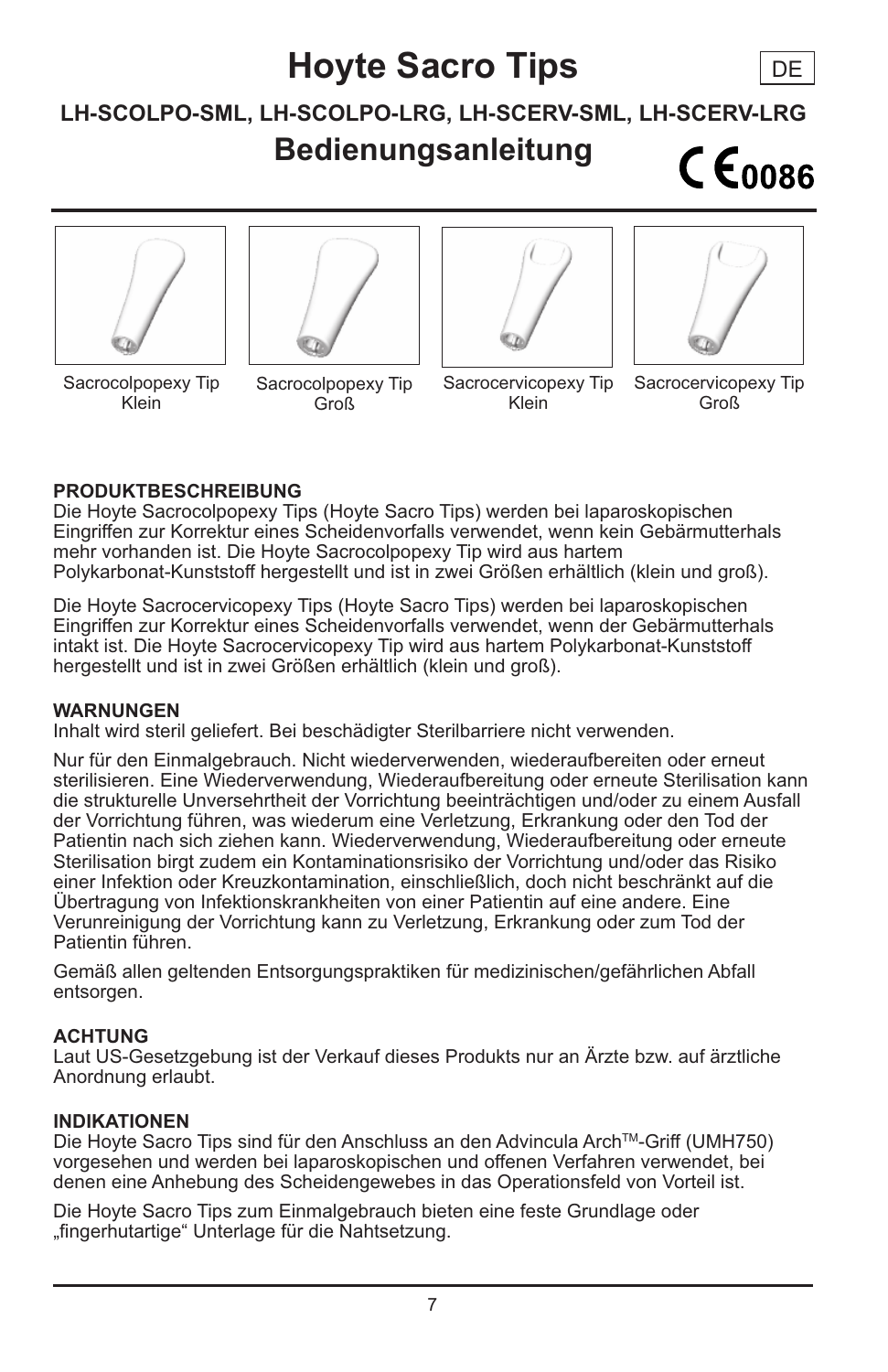# Hoyte Sacro Tips

DE

## LH-SCOLPO-SML, LH-SCOLPO-LRG, LH-SCERV-SML, LH-SCERV-LRG

## Bedienungsanleitung

CE 0086

Sacrocolpopexy Tip Klein

Sacrocolpopexy Tip Groß

Sacrocervicopexy Tip Klein

Sacrocervicopexy Tip Groß

**PRODUKTBESCHREIBUNG**

Die Hoyte Sacrocolpopexy Tips (Hoyte Sacro Tips) werden bei laparoskopischen Eingriffen zur Korrektur eines Scheidenvorfalls verwendet, wenn kein Gebärmutterhals mehr vorhanden ist. Die Hoyte Sacrocolpopexy Tip wird aus hartem Polykarbonat-Kunststoff hergestellt und ist in zwei Größen erhältlich (klein und groß).

Die Hoyte Sacrocervicopexy Tips (Hoyte Sacro Tips) werden bei laparoskopischen Eingriffen zur Korrektur eines Scheidenvorfalls verwendet, wenn der Gebärmutterhals intakt ist. Die Hoyte Sacrocervicopexy Tip wird aus hartem Polykarbonat-Kunststoff hergestellt und ist in zwei Größen erhältlich (klein und groß).

**WARNUNGEN**

Inhalt wird steril geliefert. Bei beschädigter Sterilbarriere nicht verwenden.

Nur für den Einmalgebrauch. Nicht wiederverwenden, wiederaufbereiten oder erneut sterilisieren. Eine Wiederverwendung, Wiederaufbereitung oder erneute Sterilisation kann die strukturelle Unversehrtheit der Vorrichtung beeinträchtigen und/oder zu einem Ausfall der Vorrichtung führen, was wiederum eine Verletzung, Erkrankung oder den Tod der Patientin nach sich ziehen kann. Wiederverwendung, Wiederaufbereitung oder erneute Sterilisation birgt zudem ein Kontaminationsrisiko der Vorrichtung und/oder das Risiko einer Infektion oder Kreuzkontamination, einschließlich, doch nicht beschränkt auf die Übertragung von Infektionskrankheiten von einer Patientin auf eine andere. Eine Verunreinigung der Vorrichtung kann zu Verletzung, Erkrankung oder zum Tod der Patientin führen.

Gemäß allen geltenden Entsorgungspraktiken für medizinischen/gefährlichen Abfall entsorgen.

**ACHTUNG**

Laut US-Gesetzgebung ist der Verkauf dieses Produkts nur an Ärzte bzw. auf ärztliche Anordnung erlaubt.

**INDIKATIONEN**

Die Hoyte Sacro Tips sind für den Anschluss an den Advincula Arch™-Griff (UMH750) vorgesehen und werden bei laparoskopischen und offenen Verfahren verwendet, bei denen eine Anhebung des Scheidengewebes in das Operationsfeld von Vorteil ist.

Die Hoyte Sacro Tips zum Einmalgebrauch bieten eine feste Grundlage oder „fingerhutartige" Unterlage für die Nahtsetzung.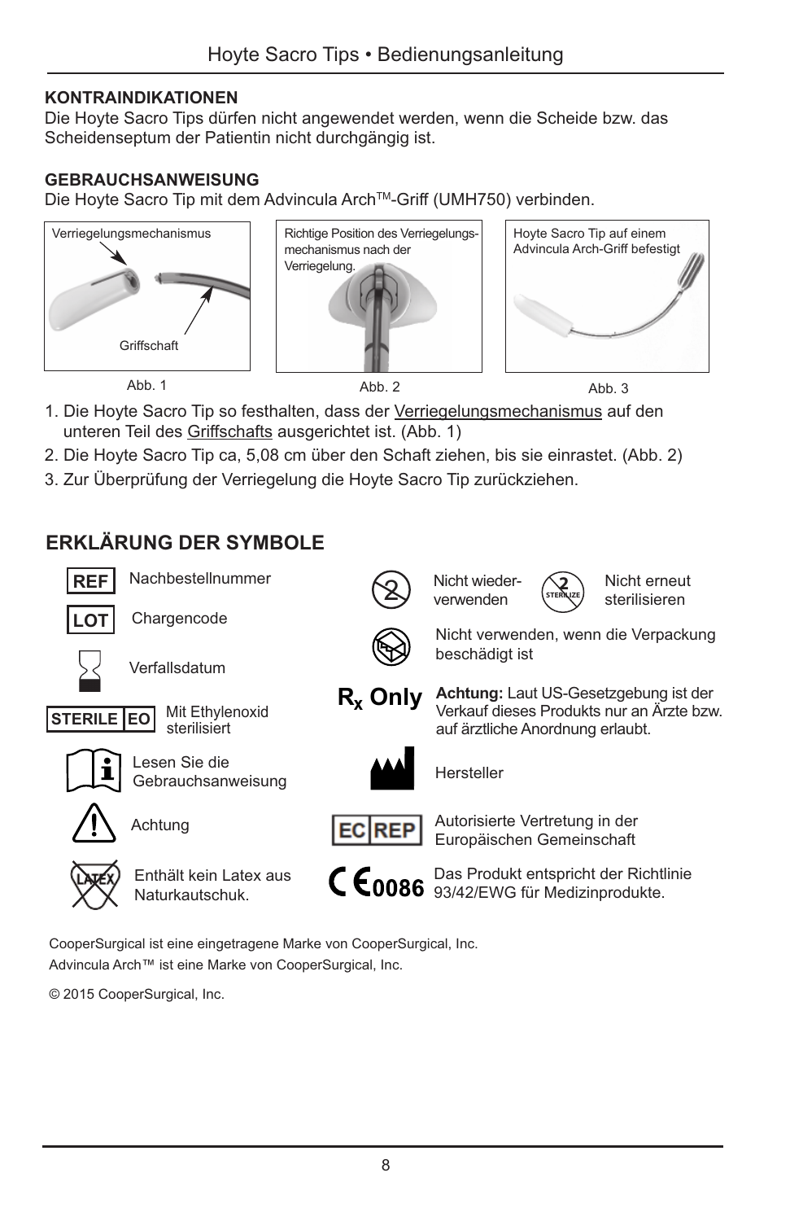**KONTRAINDIKATIONEN**

Die Hoyte Sacro Tips dürfen nicht angewendet werden, wenn die Scheide bzw. das Scheidenseptum der Patientin nicht durchgängig ist.

**GEBRAUCHSANWEISUNG**

Die Hoyte Sacro Tip mit dem Advincula Arch™-Griff (UMH750) verbinden.

Verriegelungsmechanismus

Griffschaft

Abb. 1

Richtige Position des Verriegelungs­mechanismus nach der Verriegelung.

Abb. 2

Hoyte Sacro Tip auf einem Advincula Arch-Griff befestigt

Abb. 3

1. Die Hoyte Sacro Tip so festhalten, dass der Verriegelungsmechanismus auf den unteren Teil des Griffschafts ausgerichtet ist. (Abb. 1)
2. Die Hoyte Sacro Tip ca, 5,08 cm über den Schaft ziehen, bis sie einrastet. (Abb. 2)
3. Zur Überprüfung der Verriegelung die Hoyte Sacro Tip zurückziehen.

## ERKLÄRUNG DER SYMBOLE

| Symbol | Bedeutung |
|---|---|
| REF | Nachbestellnummer |
| LOT | Chargencode |
| (Sanduhr) | Verfallsdatum |
| STERILE EO | Mit Ethylenoxid sterilisiert |
| (Buch mit i) | Lesen Sie die Gebrauchsanweisung |
| (Warndreieck) | Achtung |
| LATEX (durchgestrichen) | Enthält kein Latex aus Naturkautschuk. |
| (2 durchgestrichen) | Nicht wiederverwenden |
| STERILIZE (durchgestrichen) | Nicht erneut sterilisieren |
| (beschädigte Verpackung) | Nicht verwenden, wenn die Verpackung beschädigt ist |
| $R_x$ Only | **Achtung:** Laut US-Gesetzgebung ist der Verkauf dieses Produkts nur an Ärzte bzw. auf ärztliche Anordnung erlaubt. |
| (Fabrik) | Hersteller |
| EC REP | Autorisierte Vertretung in der Europäischen Gemeinschaft |
| CE 0086 | Das Produkt entspricht der Richtlinie 93/42/EWG für Medizinprodukte. |

CooperSurgical ist eine eingetragene Marke von CooperSurgical, Inc.
Advincula Arch™ ist eine Marke von CooperSurgical, Inc.

© 2015 CooperSurgical, Inc.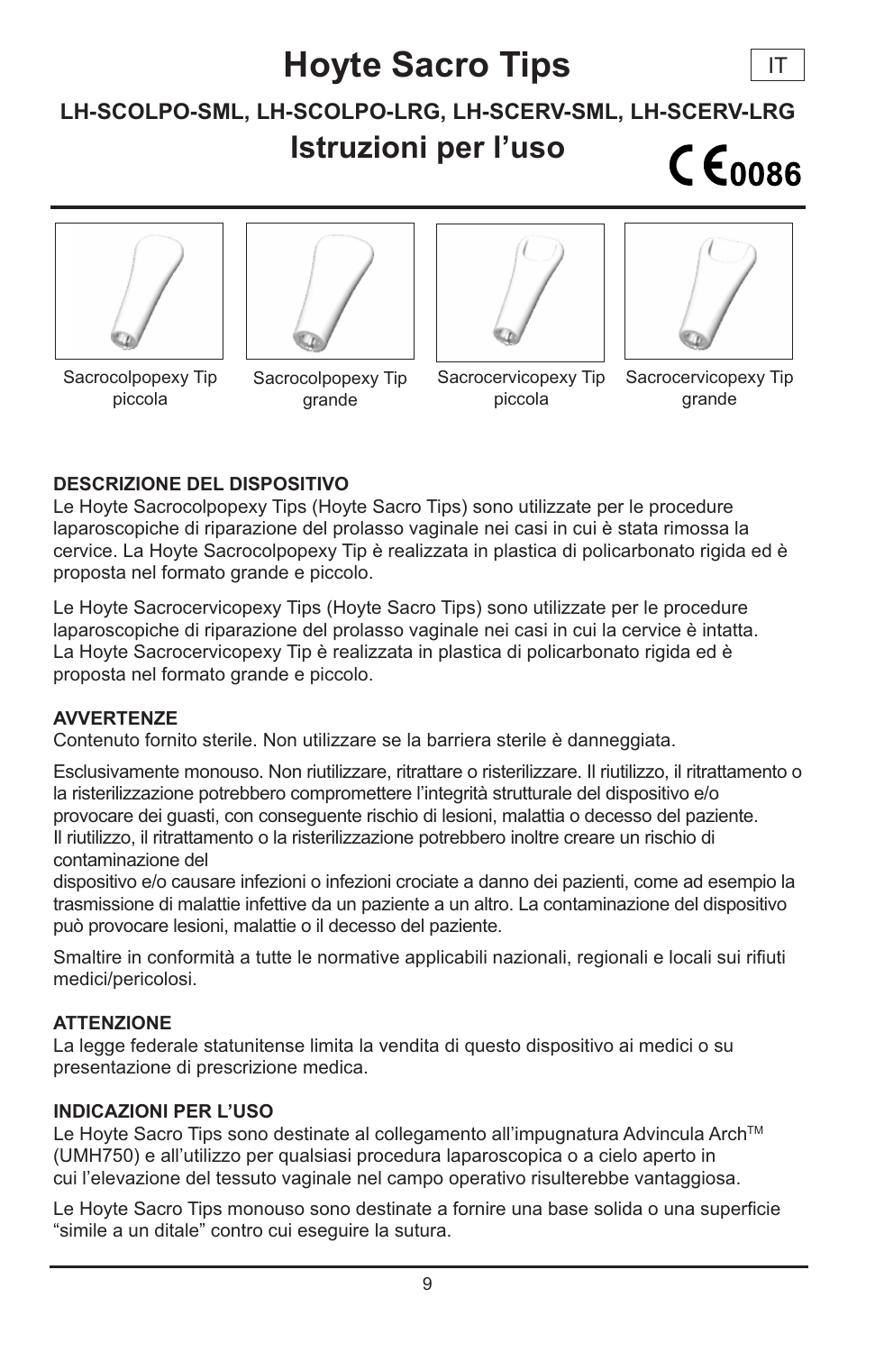# Hoyte Sacro Tips

IT

**LH-SCOLPO-SML, LH-SCOLPO-LRG, LH-SCERV-SML, LH-SCERV-LRG**

## Istruzioni per l'uso

CE 0086

Sacrocolpopexy Tip piccola

Sacrocolpopexy Tip grande

Sacrocervicopexy Tip piccola

Sacrocervicopexy Tip grande

**DESCRIZIONE DEL DISPOSITIVO**

Le Hoyte Sacrocolpopexy Tips (Hoyte Sacro Tips) sono utilizzate per le procedure laparoscopiche di riparazione del prolasso vaginale nei casi in cui è stata rimossa la cervice. La Hoyte Sacrocolpopexy Tip è realizzata in plastica di policarbonato rigida ed è proposta nel formato grande e piccolo.

Le Hoyte Sacrocervicopexy Tips (Hoyte Sacro Tips) sono utilizzate per le procedure laparoscopiche di riparazione del prolasso vaginale nei casi in cui la cervice è intatta. La Hoyte Sacrocervicopexy Tip è realizzata in plastica di policarbonato rigida ed è proposta nel formato grande e piccolo.

**AVVERTENZE**

Contenuto fornito sterile. Non utilizzare se la barriera sterile è danneggiata.

Esclusivamente monouso. Non riutilizzare, ritrattare o risterilizzare. Il riutilizzo, il ritrattamento o la risterilizzazione potrebbero compromettere l'integrità strutturale del dispositivo e/o provocare dei guasti, con conseguente rischio di lesioni, malattia o decesso del paziente. Il riutilizzo, il ritrattamento o la risterilizzazione potrebbero inoltre creare un rischio di contaminazione del dispositivo e/o causare infezioni o infezioni crociate a danno dei pazienti, come ad esempio la trasmissione di malattie infettive da un paziente a un altro. La contaminazione del dispositivo può provocare lesioni, malattie o il decesso del paziente.

Smaltire in conformità a tutte le normative applicabili nazionali, regionali e locali sui rifiuti medici/pericolosi.

**ATTENZIONE**

La legge federale statunitense limita la vendita di questo dispositivo ai medici o su presentazione di prescrizione medica.

**INDICAZIONI PER L'USO**

Le Hoyte Sacro Tips sono destinate al collegamento all'impugnatura Advincula Arch™ (UMH750) e all'utilizzo per qualsiasi procedura laparoscopica o a cielo aperto in cui l'elevazione del tessuto vaginale nel campo operativo risulterebbe vantaggiosa.

Le Hoyte Sacro Tips monouso sono destinate a fornire una base solida o una superficie "simile a un ditale" contro cui eseguire la sutura.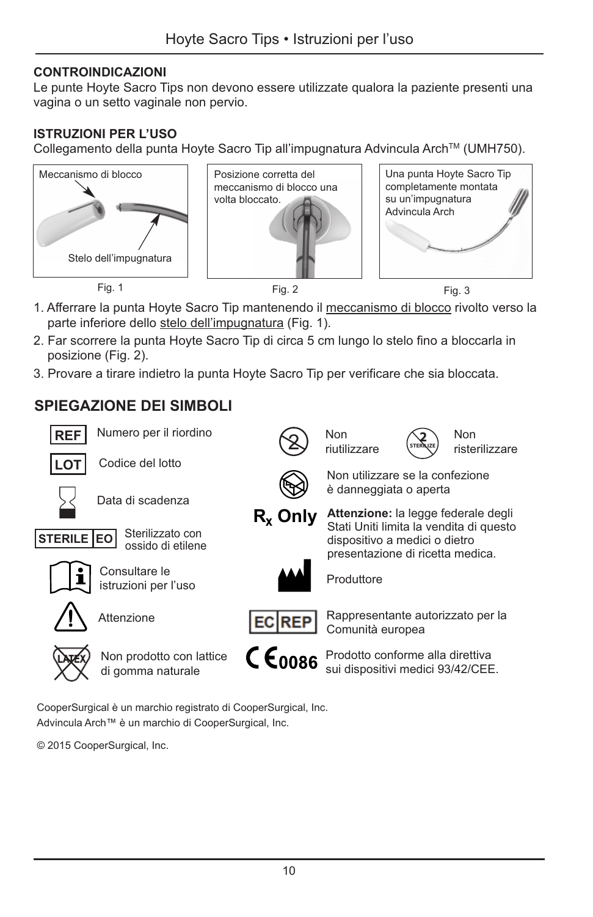**CONTROINDICAZIONI**

Le punte Hoyte Sacro Tips non devono essere utilizzate qualora la paziente presenti una vagina o un setto vaginale non pervio.

**ISTRUZIONI PER L'USO**

Collegamento della punta Hoyte Sacro Tip all'impugnatura Advincula Arch™ (UMH750).

Meccanismo di blocco

Stelo dell'impugnatura

Fig. 1

Posizione corretta del meccanismo di blocco una volta bloccato.

Fig. 2

Una punta Hoyte Sacro Tip completamente montata su un'impugnatura Advincula Arch

Fig. 3

1. Afferrare la punta Hoyte Sacro Tip mantenendo il meccanismo di blocco rivolto verso la parte inferiore dello stelo dell'impugnatura (Fig. 1).
2. Far scorrere la punta Hoyte Sacro Tip di circa 5 cm lungo lo stelo fino a bloccarla in posizione (Fig. 2).
3. Provare a tirare indietro la punta Hoyte Sacro Tip per verificare che sia bloccata.

## SPIEGAZIONE DEI SIMBOLI

| Simbolo | Significato |
|---|---|
| REF | Numero per il riordino |
| LOT | Codice del lotto |
| | Data di scadenza |
| STERILE EO | Sterilizzato con ossido di etilene |
| | Consultare le istruzioni per l'uso |
| | Attenzione |
| LATEX | Non prodotto con lattice di gomma naturale |
| | Non riutilizzare |
| STERILIZE | Non risterilizzare |
| | Non utilizzare se la confezione è danneggiata o aperta |
| $R_x$ Only | **Attenzione:** la legge federale degli Stati Uniti limita la vendita di questo dispositivo a medici o dietro presentazione di ricetta medica. |
| | Produttore |
| EC REP | Rappresentante autorizzato per la Comunità europea |
| CE 0086 | Prodotto conforme alla direttiva sui dispositivi medici 93/42/CEE. |

CooperSurgical è un marchio registrato di CooperSurgical, Inc.
Advincula Arch™ è un marchio di CooperSurgical, Inc.

© 2015 CooperSurgical, Inc.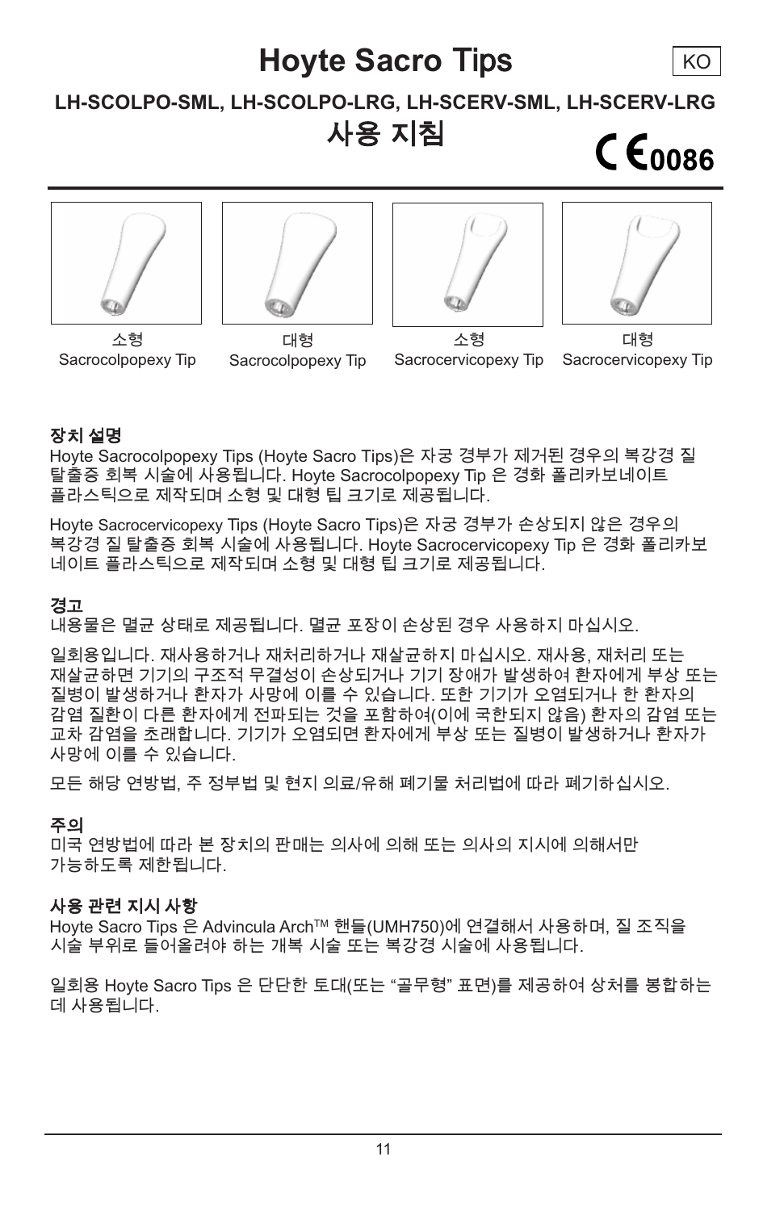# Hoyte Sacro Tips

KO

**LH-SCOLPO-SML, LH-SCOLPO-LRG, LH-SCERV-SML, LH-SCERV-LRG**

## 사용 지침

CE 0086

소형
Sacrocolpopexy Tip

대형
Sacrocolpopexy Tip

소형
Sacrocervicopexy Tip

대형
Sacrocervicopexy Tip

### 장치 설명

Hoyte Sacrocolpopexy Tips (Hoyte Sacro Tips)은 자궁 경부가 제거된 경우의 복강경 질 탈출증 회복 시술에 사용됩니다. Hoyte Sacrocolpopexy Tip 은 경화 폴리카보네이트 플라스틱으로 제작되며 소형 및 대형 팁 크기로 제공됩니다.

Hoyte Sacrocervicopexy Tips (Hoyte Sacro Tips)은 자궁 경부가 손상되지 않은 경우의 복강경 질 탈출증 회복 시술에 사용됩니다. Hoyte Sacrocervicopexy Tip 은 경화 폴리카보네이트 플라스틱으로 제작되며 소형 및 대형 팁 크기로 제공됩니다.

### 경고

내용물은 멸균 상태로 제공됩니다. 멸균 포장이 손상된 경우 사용하지 마십시오.

일회용입니다. 재사용하거나 재처리하거나 재살균하지 마십시오. 재사용, 재처리 또는 재살균하면 기기의 구조적 무결성이 손상되거나 기기 장애가 발생하여 환자에게 부상 또는 질병이 발생하거나 환자가 사망에 이를 수 있습니다. 또한 기기가 오염되거나 한 환자의 감염 질환이 다른 환자에게 전파되는 것을 포함하여(이에 국한되지 않음) 환자의 감염 또는 교차 감염을 초래합니다. 기기가 오염되면 환자에게 부상 또는 질병이 발생하거나 환자가 사망에 이를 수 있습니다.

모든 해당 연방법, 주 정부법 및 현지 의료/유해 폐기물 처리법에 따라 폐기하십시오.

### 주의

미국 연방법에 따라 본 장치의 판매는 의사에 의해 또는 의사의 지시에 의해서만 가능하도록 제한됩니다.

### 사용 관련 지시 사항

Hoyte Sacro Tips 은 Advincula Arch[TM] 핸들(UMH750)에 연결해서 사용하며, 질 조직을 시술 부위로 들어올려야 하는 개복 시술 또는 복강경 시술에 사용됩니다.

일회용 Hoyte Sacro Tips 은 단단한 토대(또는 "골무형" 표면)를 제공하여 상처를 봉합하는 데 사용됩니다.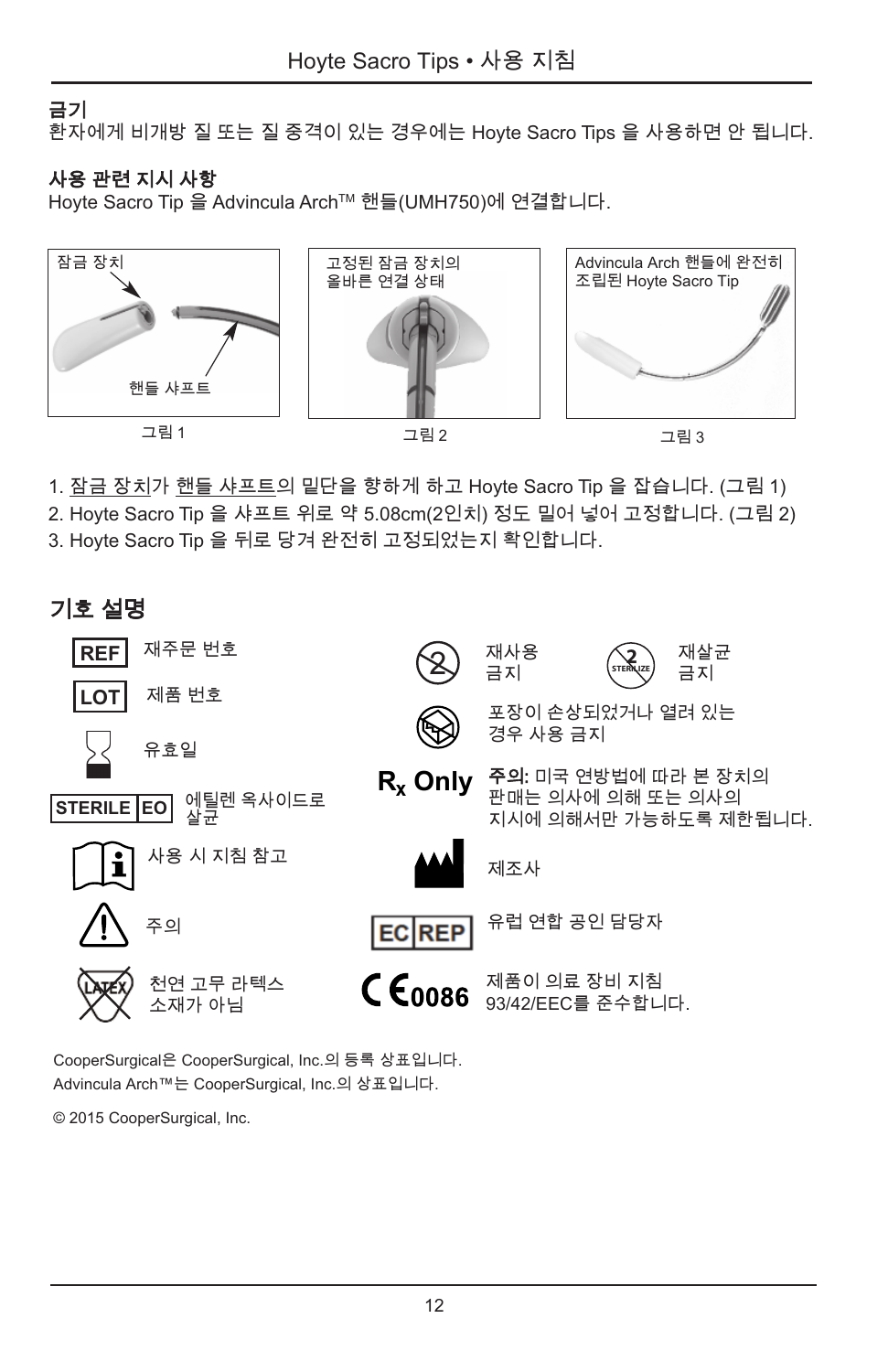**금기**

환자에게 비개방 질 또는 질 중격이 있는 경우에는 Hoyte Sacro Tips 을 사용하면 안 됩니다.

**사용 관련 지시 사항**

Hoyte Sacro Tip 을 Advincula Arch™ 핸들(UMH750)에 연결합니다.

잠금 장치

핸들 샤프트

그림 1

고정된 잠금 장치의 올바른 연결 상태

그림 2

Advincula Arch 핸들에 완전히 조립된 Hoyte Sacro Tip

그림 3

1. 잠금 장치가 핸들 샤프트의 밑단을 향하게 하고 Hoyte Sacro Tip 을 잡습니다. (그림 1)
2. Hoyte Sacro Tip 을 샤프트 위로 약 5.08cm(2인치) 정도 밀어 넣어 고정합니다. (그림 2)
3. Hoyte Sacro Tip 을 뒤로 당겨 완전히 고정되었는지 확인합니다.

## 기호 설명

| 기호 | 설명 |
|---|---|
| REF | 재주문 번호 |
| LOT | 제품 번호 |
| (유효일 기호) | 유효일 |
| STERILE EO | 에틸렌 옥사이드로 살균 |
| (사용 지침 기호) | 사용 시 지침 참고 |
| (주의 기호) | 주의 |
| LATEX | 천연 고무 라텍스 소재가 아님 |
| (재사용 금지 기호) | 재사용 금지 |
| STERILIZE | 재살균 금지 |
| (포장 손상 기호) | 포장이 손상되었거나 열려 있는 경우 사용 금지 |
| $R_x$ Only | **주의:** 미국 연방법에 따라 본 장치의 판매는 의사에 의해 또는 의사의 지시에 의해서만 가능하도록 제한됩니다. |
| (제조사 기호) | 제조사 |
| EC REP | 유럽 연합 공인 담당자 |
| CE 0086 | 제품이 의료 장비 지침 93/42/EEC를 준수합니다. |

CooperSurgical은 CooperSurgical, Inc.의 등록 상표입니다.
Advincula Arch™는 CooperSurgical, Inc.의 상표입니다.

© 2015 CooperSurgical, Inc.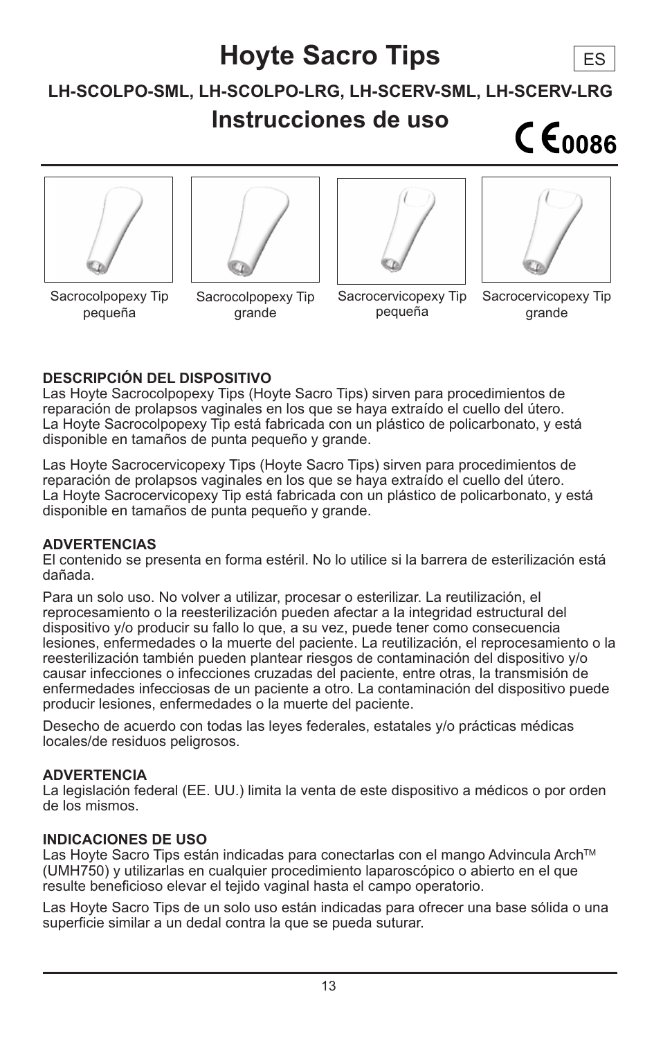# Hoyte Sacro Tips

ES

**LH-SCOLPO-SML, LH-SCOLPO-LRG, LH-SCERV-SML, LH-SCERV-LRG**

## Instrucciones de uso

CE 0086

Sacrocolpopexy Tip pequeña

Sacrocolpopexy Tip grande

Sacrocervicopexy Tip pequeña

Sacrocervicopexy Tip grande

**DESCRIPCIÓN DEL DISPOSITIVO**

Las Hoyte Sacrocolpopexy Tips (Hoyte Sacro Tips) sirven para procedimientos de reparación de prolapsos vaginales en los que se haya extraído el cuello del útero. La Hoyte Sacrocolpopexy Tip está fabricada con un plástico de policarbonato, y está disponible en tamaños de punta pequeño y grande.

Las Hoyte Sacrocervicopexy Tips (Hoyte Sacro Tips) sirven para procedimientos de reparación de prolapsos vaginales en los que se haya extraído el cuello del útero. La Hoyte Sacrocervicopexy Tip está fabricada con un plástico de policarbonato, y está disponible en tamaños de punta pequeño y grande.

**ADVERTENCIAS**

El contenido se presenta en forma estéril. No lo utilice si la barrera de esterilización está dañada.

Para un solo uso. No volver a utilizar, procesar o esterilizar. La reutilización, el reprocesamiento o la reesterilización pueden afectar a la integridad estructural del dispositivo y/o producir su fallo lo que, a su vez, puede tener como consecuencia lesiones, enfermedades o la muerte del paciente. La reutilización, el reprocesamiento o la reesterilización también pueden plantear riesgos de contaminación del dispositivo y/o causar infecciones o infecciones cruzadas del paciente, entre otras, la transmisión de enfermedades infecciosas de un paciente a otro. La contaminación del dispositivo puede producir lesiones, enfermedades o la muerte del paciente.

Desecho de acuerdo con todas las leyes federales, estatales y/o prácticas médicas locales/de residuos peligrosos.

**ADVERTENCIA**

La legislación federal (EE. UU.) limita la venta de este dispositivo a médicos o por orden de los mismos.

**INDICACIONES DE USO**

Las Hoyte Sacro Tips están indicadas para conectarlas con el mango Advincula Arch™ (UMH750) y utilizarlas en cualquier procedimiento laparoscópico o abierto en el que resulte beneficioso elevar el tejido vaginal hasta el campo operatorio.

Las Hoyte Sacro Tips de un solo uso están indicadas para ofrecer una base sólida o una superficie similar a un dedal contra la que se pueda suturar.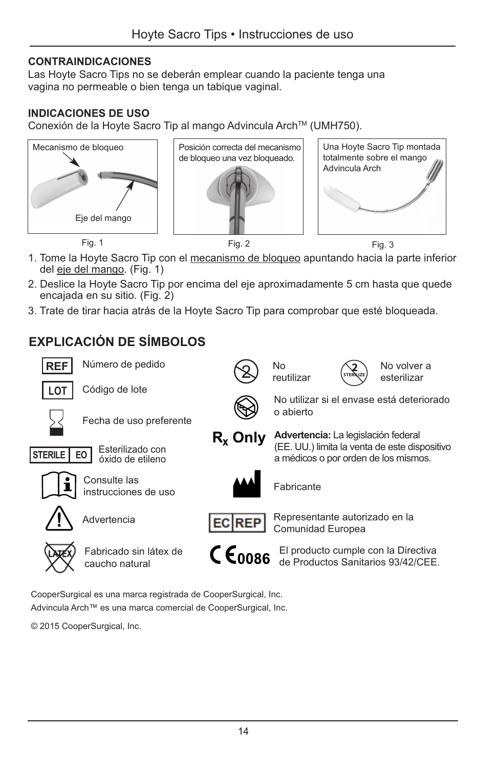### CONTRAINDICACIONES

Las Hoyte Sacro Tips no se deberán emplear cuando la paciente tenga una vagina no permeable o bien tenga un tabique vaginal.

### INDICACIONES DE USO

Conexión de la Hoyte Sacro Tip al mango Advincula Arch™ (UMH750).

Mecanismo de bloqueo

Eje del mango

Fig. 1

Posición correcta del mecanismo de bloqueo una vez bloqueado.

Fig. 2

Una Hoyte Sacro Tip montada totalmente sobre el mango Advincula Arch

Fig. 3

1. Tome la Hoyte Sacro Tip con el mecanismo de bloqueo apuntando hacia la parte inferior del eje del mango. (Fig. 1)
2. Deslice la Hoyte Sacro Tip por encima del eje aproximadamente 5 cm hasta que quede encajada en su sitio. (Fig. 2)
3. Trate de tirar hacia atrás de la Hoyte Sacro Tip para comprobar que esté bloqueada.

## EXPLICACIÓN DE SÍMBOLOS

| Símbolo | Descripción |
|---|---|
| REF | Número de pedido |
| LOT | Código de lote |
| ⌛ | Fecha de uso preferente |
| STERILE EO | Esterilizado con óxido de etileno |
| ℹ | Consulte las instrucciones de uso |
| ⚠ | Advertencia |
| LATEX | Fabricado sin látex de caucho natural |
| ② | No reutilizar |
| STERILIZE ② | No volver a esterilizar |
| 📦 | No utilizar si el envase está deteriorado o abierto |
| $R_x$ Only | **Advertencia:** La legislación federal (EE. UU.) limita la venta de este dispositivo a médicos o por orden de los mismos. |
| 🏭 | Fabricante |
| EC REP | Representante autorizado en la Comunidad Europea |
| CE 0086 | El producto cumple con la Directiva de Productos Sanitarios 93/42/CEE. |

CooperSurgical es una marca registrada de CooperSurgical, Inc.

Advincula Arch™ es una marca comercial de CooperSurgical, Inc.

© 2015 CooperSurgical, Inc.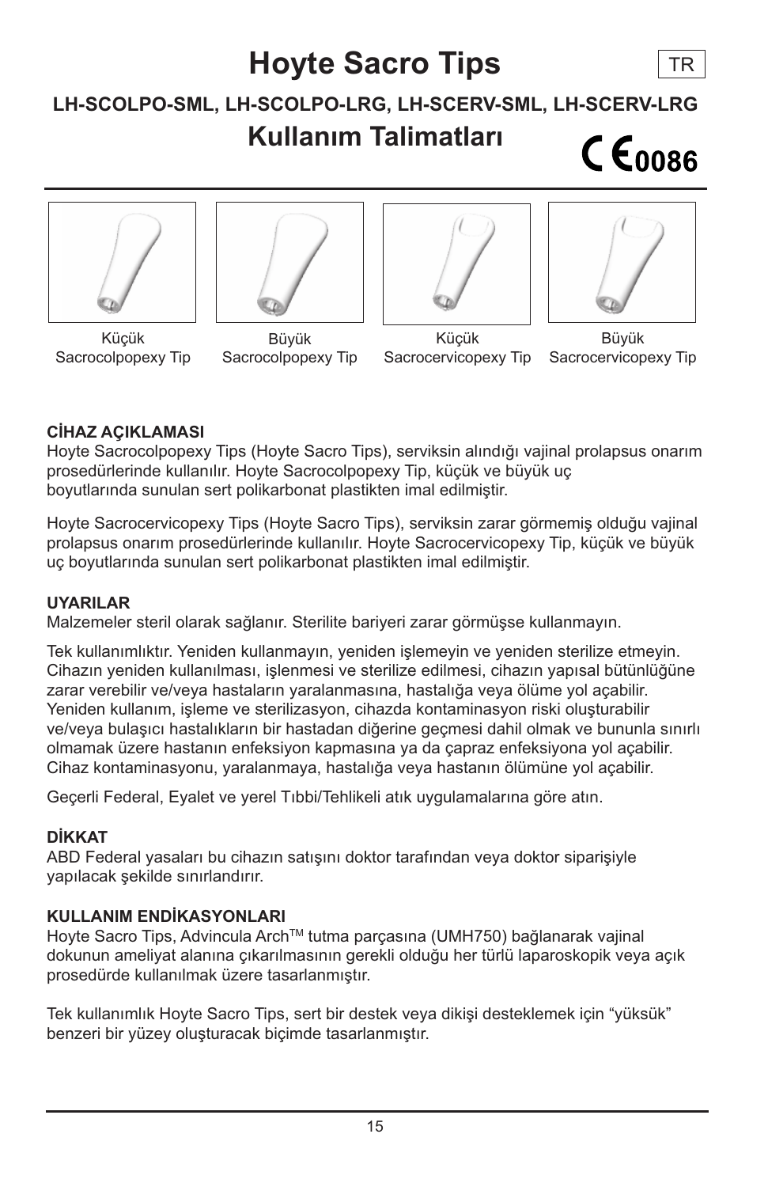# Hoyte Sacro Tips

TR

**LH-SCOLPO-SML, LH-SCOLPO-LRG, LH-SCERV-SML, LH-SCERV-LRG**

## Kullanım Talimatları

CE 0086

Küçük Sacrocolpopexy Tip | Büyük Sacrocolpopexy Tip | Küçük Sacrocervicopexy Tip | Büyük Sacrocervicopexy Tip

**CİHAZ AÇIKLAMASI**

Hoyte Sacrocolpopexy Tips (Hoyte Sacro Tips), serviksin alındığı vajinal prolapsus onarım prosedürlerinde kullanılır. Hoyte Sacrocolpopexy Tip, küçük ve büyük uç boyutlarında sunulan sert polikarbonat plastikten imal edilmiştir.

Hoyte Sacrocervicopexy Tips (Hoyte Sacro Tips), serviksin zarar görmemiş olduğu vajinal prolapsus onarım prosedürlerinde kullanılır. Hoyte Sacrocervicopexy Tip, küçük ve büyük uç boyutlarında sunulan sert polikarbonat plastikten imal edilmiştir.

**UYARILAR**

Malzemeler steril olarak sağlanır. Sterilite bariyeri zarar görmüşse kullanmayın.

Tek kullanımlıktır. Yeniden kullanmayın, yeniden işlemeyin ve yeniden sterilize etmeyin. Cihazın yeniden kullanılması, işlenmesi ve sterilize edilmesi, cihazın yapısal bütünlüğüne zarar verebilir ve/veya hastaların yaralanmasına, hastalığa veya ölüme yol açabilir. Yeniden kullanım, işleme ve sterilizasyon, cihazda kontaminasyon riski oluşturabilir ve/veya bulaşıcı hastalıkların bir hastadan diğerine geçmesi dahil olmak ve bununla sınırlı olmamak üzere hastanın enfeksiyon kapmasına ya da çapraz enfeksiyona yol açabilir. Cihaz kontaminasyonu, yaralanmaya, hastalığa veya hastanın ölümüne yol açabilir.

Geçerli Federal, Eyalet ve yerel Tıbbi/Tehlikeli atık uygulamalarına göre atın.

**DİKKAT**

ABD Federal yasaları bu cihazın satışını doktor tarafından veya doktor siparişiyle yapılacak şekilde sınırlandırır.

**KULLANIM ENDİKASYONLARI**

Hoyte Sacro Tips, Advincula Arch™ tutma parçasına (UMH750) bağlanarak vajinal dokunun ameliyat alanına çıkarılmasının gerekli olduğu her türlü laparoskopik veya açık prosedürde kullanılmak üzere tasarlanmıştır.

Tek kullanımlık Hoyte Sacro Tips, sert bir destek veya dikişi desteklemek için "yüksük" benzeri bir yüzey oluşturacak biçimde tasarlanmıştır.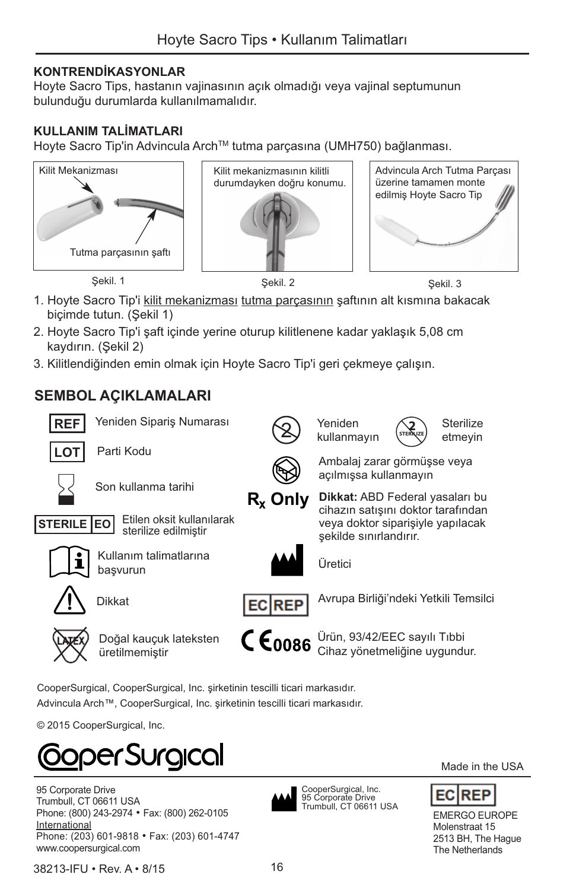## KONTRENDİKASYONLAR

Hoyte Sacro Tips, hastanın vajinasının açık olmadığı veya vajinal septumunun bulunduğu durumlarda kullanılmamalıdır.

## KULLANIM TALİMATLARI

Hoyte Sacro Tip'in Advincula Arch™ tutma parçasına (UMH750) bağlanması.

Kilit Mekanizması

Tutma parçasının şaftı

Şekil. 1

Kilit mekanizmasının kilitli durumdayken doğru konumu.

Şekil. 2

Advincula Arch Tutma Parçası üzerine tamamen monte edilmiş Hoyte Sacro Tip

Şekil. 3

1. Hoyte Sacro Tip'i kilit mekanizması tutma parçasının şaftının alt kısmına bakacak biçimde tutun. (Şekil 1)
2. Hoyte Sacro Tip'i şaft içinde yerine oturup kilitlenene kadar yaklaşık 5,08 cm kaydırın. (Şekil 2)
3. Kilitlendiğinden emin olmak için Hoyte Sacro Tip'i geri çekmeye çalışın.

## SEMBOL AÇIKLAMALARI

| | |
|---|---|
| REF | Yeniden Sipariş Numarası |
| LOT | Parti Kodu |
| | Son kullanma tarihi |
| STERILE EO | Etilen oksit kullanılarak sterilize edilmiştir |
| | Kullanım talimatlarına başvurun |
| | Dikkat |
| LATEX | Doğal kauçuk lateksten üretilmemiştir |
| | Yeniden kullanmayın |
| STERILIZE | Sterilize etmeyin |
| | Ambalaj zarar görmüşse veya açılmışsa kullanmayın |
| $R_x$ Only | **Dikkat:** ABD Federal yasaları bu cihazın satışını doktor tarafından veya doktor siparişiyle yapılacak şekilde sınırlandırır. |
| | Üretici |
| EC REP | Avrupa Birliği'ndeki Yetkili Temsilci |
| CE 0086 | Ürün, 93/42/EEC sayılı Tıbbi Cihaz yönetmeliğine uygundur. |

CooperSurgical, CooperSurgical, Inc. şirketinin tescilli ticari markasıdır.
Advincula Arch™, CooperSurgical, Inc. şirketinin tescilli ticari markasıdır.

© 2015 CooperSurgical, Inc.

CooperSurgical

Made in the USA

95 Corporate Drive
Trumbull, CT 06611 USA
Phone: (800) 243-2974 • Fax: (800) 262-0105
International
Phone: (203) 601-9818 • Fax: (203) 601-4747
www.coopersurgical.com

CooperSurgical, Inc.
95 Corporate Drive
Trumbull, CT 06611 USA

EC REP
EMERGO EUROPE
Molenstraat 15
2513 BH, The Hague
The Netherlands

38213-IFU • Rev. A • 8/15